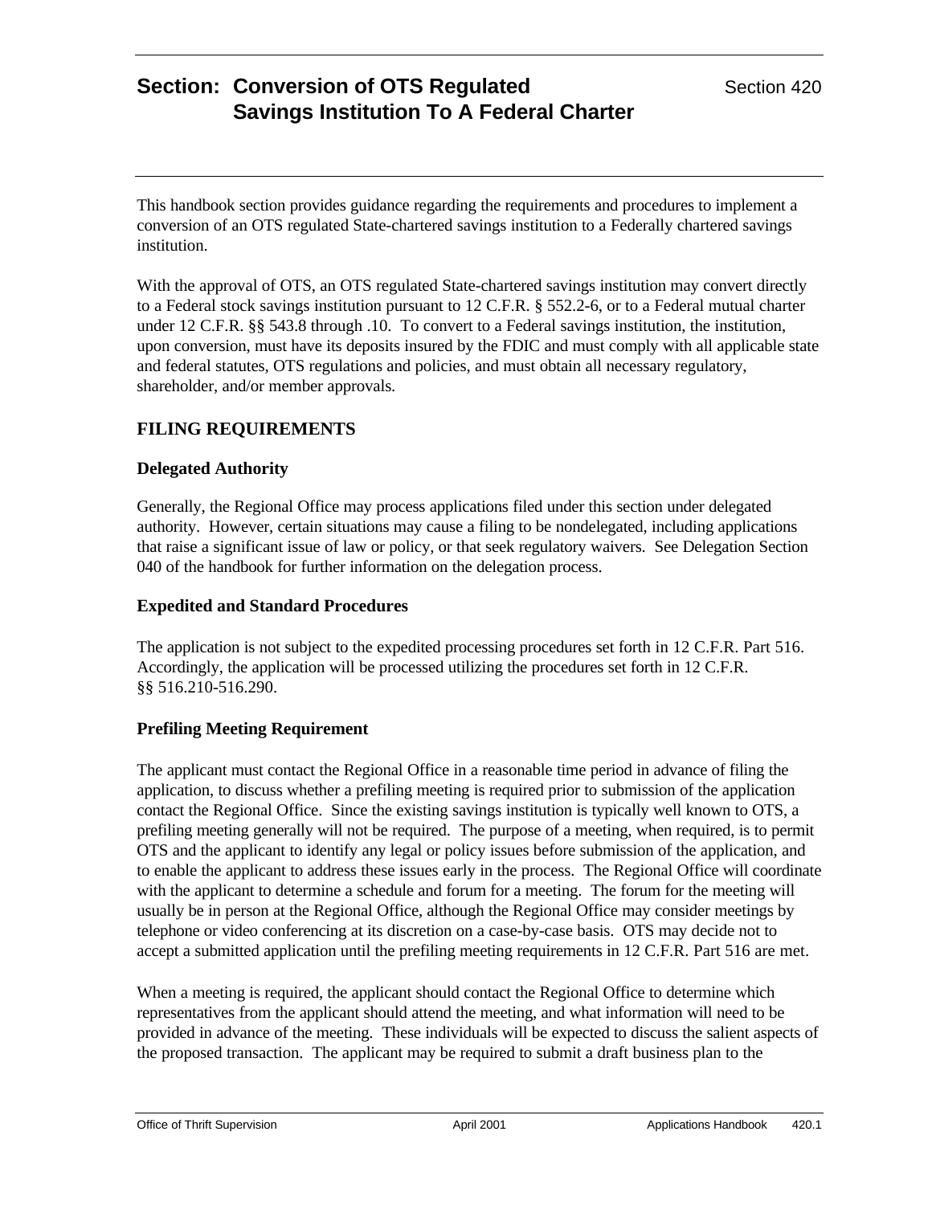# Section: Conversion of OTS Regulated Savings Institution To A Federal Charter

Section 420

This handbook section provides guidance regarding the requirements and procedures to implement a conversion of an OTS regulated State-chartered savings institution to a Federally chartered savings institution.

With the approval of OTS, an OTS regulated State-chartered savings institution may convert directly to a Federal stock savings institution pursuant to 12 C.F.R. § 552.2-6, or to a Federal mutual charter under 12 C.F.R. §§ 543.8 through .10. To convert to a Federal savings institution, the institution, upon conversion, must have its deposits insured by the FDIC and must comply with all applicable state and federal statutes, OTS regulations and policies, and must obtain all necessary regulatory, shareholder, and/or member approvals.

## FILING REQUIREMENTS

### Delegated Authority

Generally, the Regional Office may process applications filed under this section under delegated authority. However, certain situations may cause a filing to be nondelegated, including applications that raise a significant issue of law or policy, or that seek regulatory waivers. See Delegation Section 040 of the handbook for further information on the delegation process.

### Expedited and Standard Procedures

The application is not subject to the expedited processing procedures set forth in 12 C.F.R. Part 516. Accordingly, the application will be processed utilizing the procedures set forth in 12 C.F.R. §§ 516.210-516.290.

### Prefiling Meeting Requirement

The applicant must contact the Regional Office in a reasonable time period in advance of filing the application, to discuss whether a prefiling meeting is required prior to submission of the application contact the Regional Office. Since the existing savings institution is typically well known to OTS, a prefiling meeting generally will not be required. The purpose of a meeting, when required, is to permit OTS and the applicant to identify any legal or policy issues before submission of the application, and to enable the applicant to address these issues early in the process. The Regional Office will coordinate with the applicant to determine a schedule and forum for a meeting. The forum for the meeting will usually be in person at the Regional Office, although the Regional Office may consider meetings by telephone or video conferencing at its discretion on a case-by-case basis. OTS may decide not to accept a submitted application until the prefiling meeting requirements in 12 C.F.R. Part 516 are met.

When a meeting is required, the applicant should contact the Regional Office to determine which representatives from the applicant should attend the meeting, and what information will need to be provided in advance of the meeting. These individuals will be expected to discuss the salient aspects of the proposed transaction. The applicant may be required to submit a draft business plan to the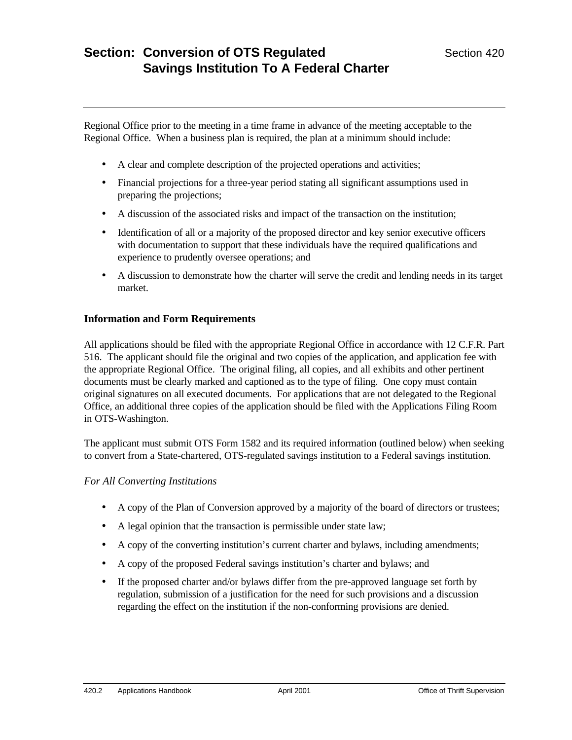Regional Office prior to the meeting in a time frame in advance of the meeting acceptable to the Regional Office. When a business plan is required, the plan at a minimum should include:

- A clear and complete description of the projected operations and activities;
- Financial projections for a three-year period stating all significant assumptions used in preparing the projections;
- A discussion of the associated risks and impact of the transaction on the institution;
- Identification of all or a majority of the proposed director and key senior executive officers with documentation to support that these individuals have the required qualifications and experience to prudently oversee operations; and
- A discussion to demonstrate how the charter will serve the credit and lending needs in its target market.

**Information and Form Requirements**

All applications should be filed with the appropriate Regional Office in accordance with 12 C.F.R. Part 516. The applicant should file the original and two copies of the application, and application fee with the appropriate Regional Office. The original filing, all copies, and all exhibits and other pertinent documents must be clearly marked and captioned as to the type of filing. One copy must contain original signatures on all executed documents. For applications that are not delegated to the Regional Office, an additional three copies of the application should be filed with the Applications Filing Room in OTS-Washington.

The applicant must submit OTS Form 1582 and its required information (outlined below) when seeking to convert from a State-chartered, OTS-regulated savings institution to a Federal savings institution.

*For All Converting Institutions*

- A copy of the Plan of Conversion approved by a majority of the board of directors or trustees;
- A legal opinion that the transaction is permissible under state law;
- A copy of the converting institution's current charter and bylaws, including amendments;
- A copy of the proposed Federal savings institution's charter and bylaws; and
- If the proposed charter and/or bylaws differ from the pre-approved language set forth by regulation, submission of a justification for the need for such provisions and a discussion regarding the effect on the institution if the non-conforming provisions are denied.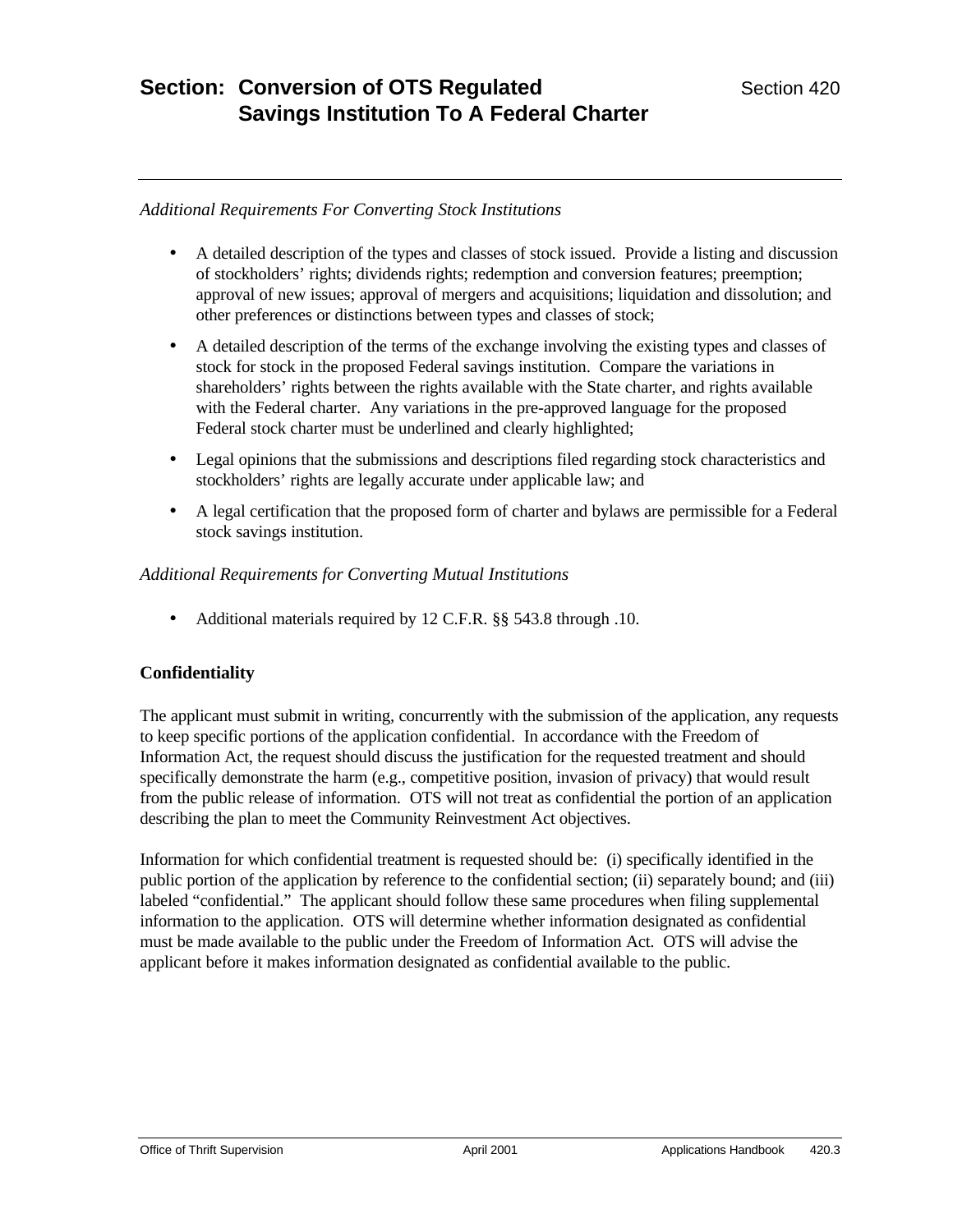*Additional Requirements For Converting Stock Institutions*

- A detailed description of the types and classes of stock issued. Provide a listing and discussion of stockholders' rights; dividends rights; redemption and conversion features; preemption; approval of new issues; approval of mergers and acquisitions; liquidation and dissolution; and other preferences or distinctions between types and classes of stock;
- A detailed description of the terms of the exchange involving the existing types and classes of stock for stock in the proposed Federal savings institution. Compare the variations in shareholders' rights between the rights available with the State charter, and rights available with the Federal charter. Any variations in the pre-approved language for the proposed Federal stock charter must be underlined and clearly highlighted;
- Legal opinions that the submissions and descriptions filed regarding stock characteristics and stockholders' rights are legally accurate under applicable law; and
- A legal certification that the proposed form of charter and bylaws are permissible for a Federal stock savings institution.

*Additional Requirements for Converting Mutual Institutions*

- Additional materials required by 12 C.F.R. §§ 543.8 through .10.

**Confidentiality**

The applicant must submit in writing, concurrently with the submission of the application, any requests to keep specific portions of the application confidential. In accordance with the Freedom of Information Act, the request should discuss the justification for the requested treatment and should specifically demonstrate the harm (e.g., competitive position, invasion of privacy) that would result from the public release of information. OTS will not treat as confidential the portion of an application describing the plan to meet the Community Reinvestment Act objectives.

Information for which confidential treatment is requested should be: (i) specifically identified in the public portion of the application by reference to the confidential section; (ii) separately bound; and (iii) labeled "confidential." The applicant should follow these same procedures when filing supplemental information to the application. OTS will determine whether information designated as confidential must be made available to the public under the Freedom of Information Act. OTS will advise the applicant before it makes information designated as confidential available to the public.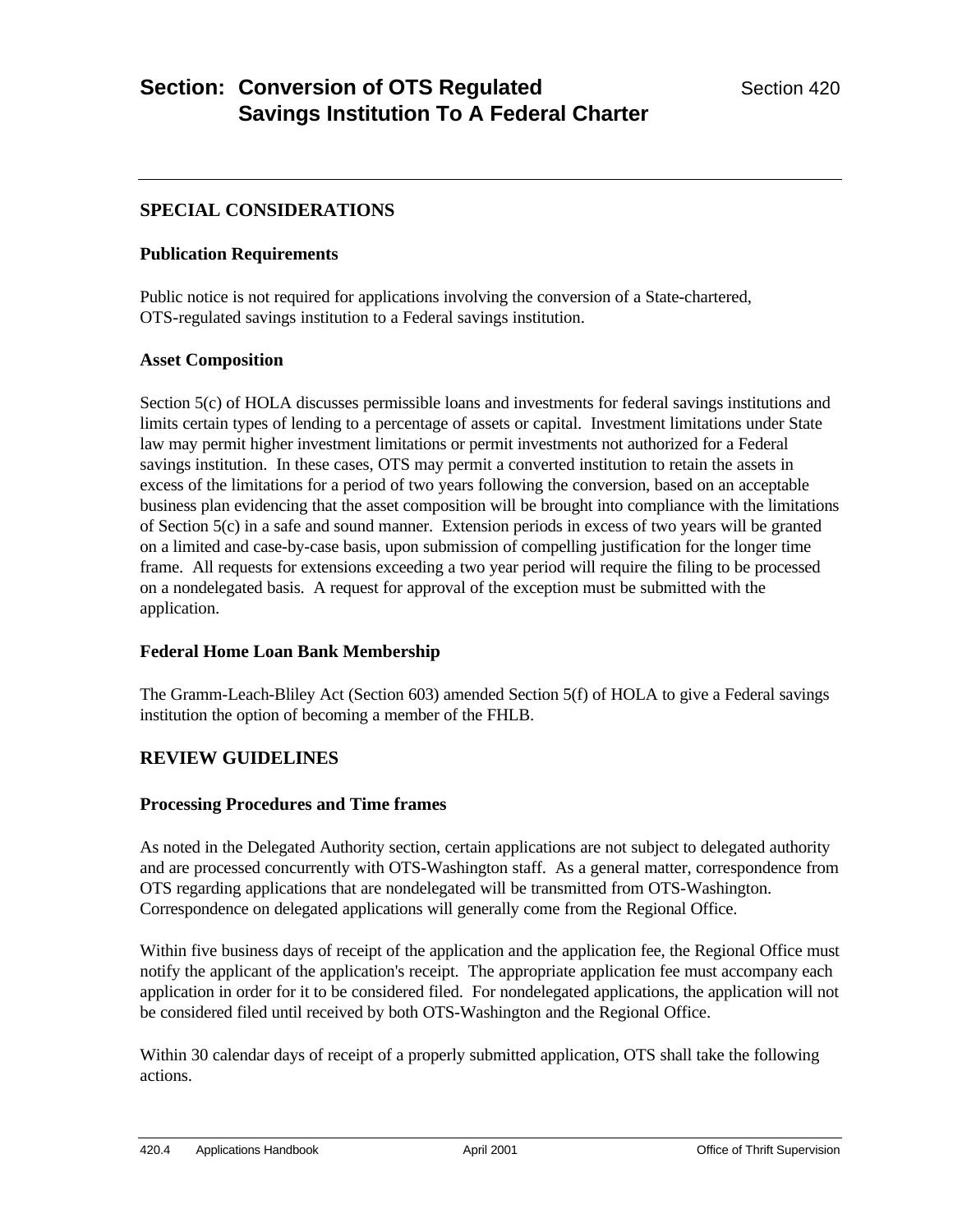## SPECIAL CONSIDERATIONS

### Publication Requirements

Public notice is not required for applications involving the conversion of a State-chartered, OTS-regulated savings institution to a Federal savings institution.

### Asset Composition

Section 5(c) of HOLA discusses permissible loans and investments for federal savings institutions and limits certain types of lending to a percentage of assets or capital. Investment limitations under State law may permit higher investment limitations or permit investments not authorized for a Federal savings institution. In these cases, OTS may permit a converted institution to retain the assets in excess of the limitations for a period of two years following the conversion, based on an acceptable business plan evidencing that the asset composition will be brought into compliance with the limitations of Section 5(c) in a safe and sound manner. Extension periods in excess of two years will be granted on a limited and case-by-case basis, upon submission of compelling justification for the longer time frame. All requests for extensions exceeding a two year period will require the filing to be processed on a nondelegated basis. A request for approval of the exception must be submitted with the application.

### Federal Home Loan Bank Membership

The Gramm-Leach-Bliley Act (Section 603) amended Section 5(f) of HOLA to give a Federal savings institution the option of becoming a member of the FHLB.

## REVIEW GUIDELINES

### Processing Procedures and Time frames

As noted in the Delegated Authority section, certain applications are not subject to delegated authority and are processed concurrently with OTS-Washington staff. As a general matter, correspondence from OTS regarding applications that are nondelegated will be transmitted from OTS-Washington. Correspondence on delegated applications will generally come from the Regional Office.

Within five business days of receipt of the application and the application fee, the Regional Office must notify the applicant of the application's receipt. The appropriate application fee must accompany each application in order for it to be considered filed. For nondelegated applications, the application will not be considered filed until received by both OTS-Washington and the Regional Office.

Within 30 calendar days of receipt of a properly submitted application, OTS shall take the following actions.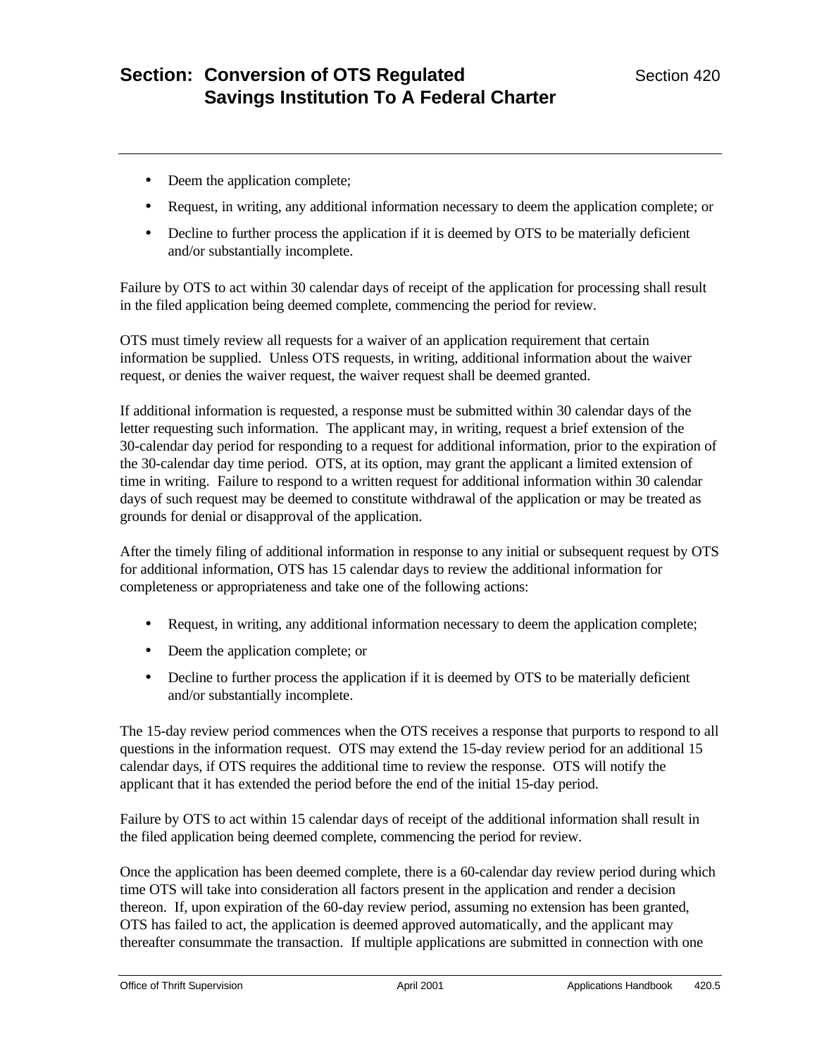- Deem the application complete;
- Request, in writing, any additional information necessary to deem the application complete; or
- Decline to further process the application if it is deemed by OTS to be materially deficient and/or substantially incomplete.

Failure by OTS to act within 30 calendar days of receipt of the application for processing shall result in the filed application being deemed complete, commencing the period for review.

OTS must timely review all requests for a waiver of an application requirement that certain information be supplied. Unless OTS requests, in writing, additional information about the waiver request, or denies the waiver request, the waiver request shall be deemed granted.

If additional information is requested, a response must be submitted within 30 calendar days of the letter requesting such information. The applicant may, in writing, request a brief extension of the 30-calendar day period for responding to a request for additional information, prior to the expiration of the 30-calendar day time period. OTS, at its option, may grant the applicant a limited extension of time in writing. Failure to respond to a written request for additional information within 30 calendar days of such request may be deemed to constitute withdrawal of the application or may be treated as grounds for denial or disapproval of the application.

After the timely filing of additional information in response to any initial or subsequent request by OTS for additional information, OTS has 15 calendar days to review the additional information for completeness or appropriateness and take one of the following actions:

- Request, in writing, any additional information necessary to deem the application complete;
- Deem the application complete; or
- Decline to further process the application if it is deemed by OTS to be materially deficient and/or substantially incomplete.

The 15-day review period commences when the OTS receives a response that purports to respond to all questions in the information request. OTS may extend the 15-day review period for an additional 15 calendar days, if OTS requires the additional time to review the response. OTS will notify the applicant that it has extended the period before the end of the initial 15-day period.

Failure by OTS to act within 15 calendar days of receipt of the additional information shall result in the filed application being deemed complete, commencing the period for review.

Once the application has been deemed complete, there is a 60-calendar day review period during which time OTS will take into consideration all factors present in the application and render a decision thereon. If, upon expiration of the 60-day review period, assuming no extension has been granted, OTS has failed to act, the application is deemed approved automatically, and the applicant may thereafter consummate the transaction. If multiple applications are submitted in connection with one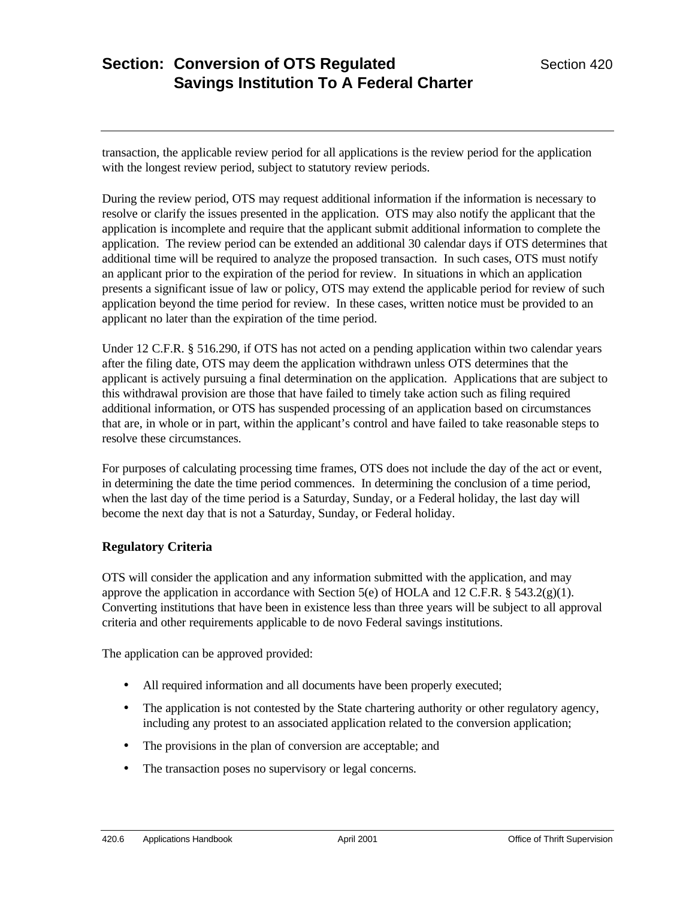transaction, the applicable review period for all applications is the review period for the application with the longest review period, subject to statutory review periods.

During the review period, OTS may request additional information if the information is necessary to resolve or clarify the issues presented in the application. OTS may also notify the applicant that the application is incomplete and require that the applicant submit additional information to complete the application. The review period can be extended an additional 30 calendar days if OTS determines that additional time will be required to analyze the proposed transaction. In such cases, OTS must notify an applicant prior to the expiration of the period for review. In situations in which an application presents a significant issue of law or policy, OTS may extend the applicable period for review of such application beyond the time period for review. In these cases, written notice must be provided to an applicant no later than the expiration of the time period.

Under 12 C.F.R. § 516.290, if OTS has not acted on a pending application within two calendar years after the filing date, OTS may deem the application withdrawn unless OTS determines that the applicant is actively pursuing a final determination on the application. Applications that are subject to this withdrawal provision are those that have failed to timely take action such as filing required additional information, or OTS has suspended processing of an application based on circumstances that are, in whole or in part, within the applicant's control and have failed to take reasonable steps to resolve these circumstances.

For purposes of calculating processing time frames, OTS does not include the day of the act or event, in determining the date the time period commences. In determining the conclusion of a time period, when the last day of the time period is a Saturday, Sunday, or a Federal holiday, the last day will become the next day that is not a Saturday, Sunday, or Federal holiday.

### Regulatory Criteria

OTS will consider the application and any information submitted with the application, and may approve the application in accordance with Section 5(e) of HOLA and 12 C.F.R. § 543.2(g)(1). Converting institutions that have been in existence less than three years will be subject to all approval criteria and other requirements applicable to de novo Federal savings institutions.

The application can be approved provided:

- All required information and all documents have been properly executed;
- The application is not contested by the State chartering authority or other regulatory agency, including any protest to an associated application related to the conversion application;
- The provisions in the plan of conversion are acceptable; and
- The transaction poses no supervisory or legal concerns.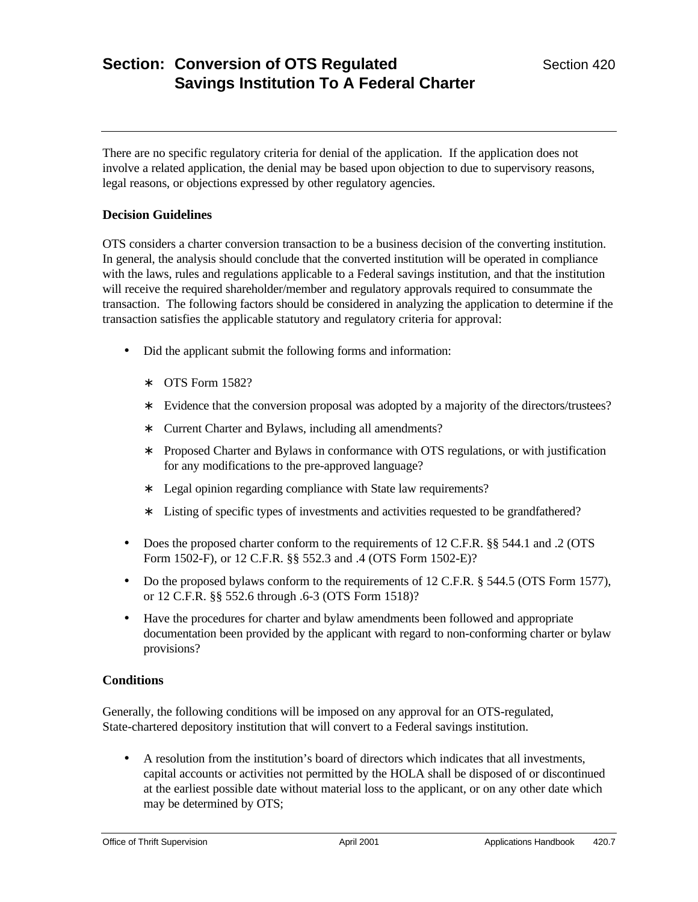There are no specific regulatory criteria for denial of the application. If the application does not involve a related application, the denial may be based upon objection to due to supervisory reasons, legal reasons, or objections expressed by other regulatory agencies.

**Decision Guidelines**

OTS considers a charter conversion transaction to be a business decision of the converting institution. In general, the analysis should conclude that the converted institution will be operated in compliance with the laws, rules and regulations applicable to a Federal savings institution, and that the institution will receive the required shareholder/member and regulatory approvals required to consummate the transaction. The following factors should be considered in analyzing the application to determine if the transaction satisfies the applicable statutory and regulatory criteria for approval:

- Did the applicant submit the following forms and information:
  - OTS Form 1582?
  - Evidence that the conversion proposal was adopted by a majority of the directors/trustees?
  - Current Charter and Bylaws, including all amendments?
  - Proposed Charter and Bylaws in conformance with OTS regulations, or with justification for any modifications to the pre-approved language?
  - Legal opinion regarding compliance with State law requirements?
  - Listing of specific types of investments and activities requested to be grandfathered?
- Does the proposed charter conform to the requirements of 12 C.F.R. §§ 544.1 and .2 (OTS Form 1502-F), or 12 C.F.R. §§ 552.3 and .4 (OTS Form 1502-E)?
- Do the proposed bylaws conform to the requirements of 12 C.F.R. § 544.5 (OTS Form 1577), or 12 C.F.R. §§ 552.6 through .6-3 (OTS Form 1518)?
- Have the procedures for charter and bylaw amendments been followed and appropriate documentation been provided by the applicant with regard to non-conforming charter or bylaw provisions?

**Conditions**

Generally, the following conditions will be imposed on any approval for an OTS-regulated, State-chartered depository institution that will convert to a Federal savings institution.

- A resolution from the institution's board of directors which indicates that all investments, capital accounts or activities not permitted by the HOLA shall be disposed of or discontinued at the earliest possible date without material loss to the applicant, or on any other date which may be determined by OTS;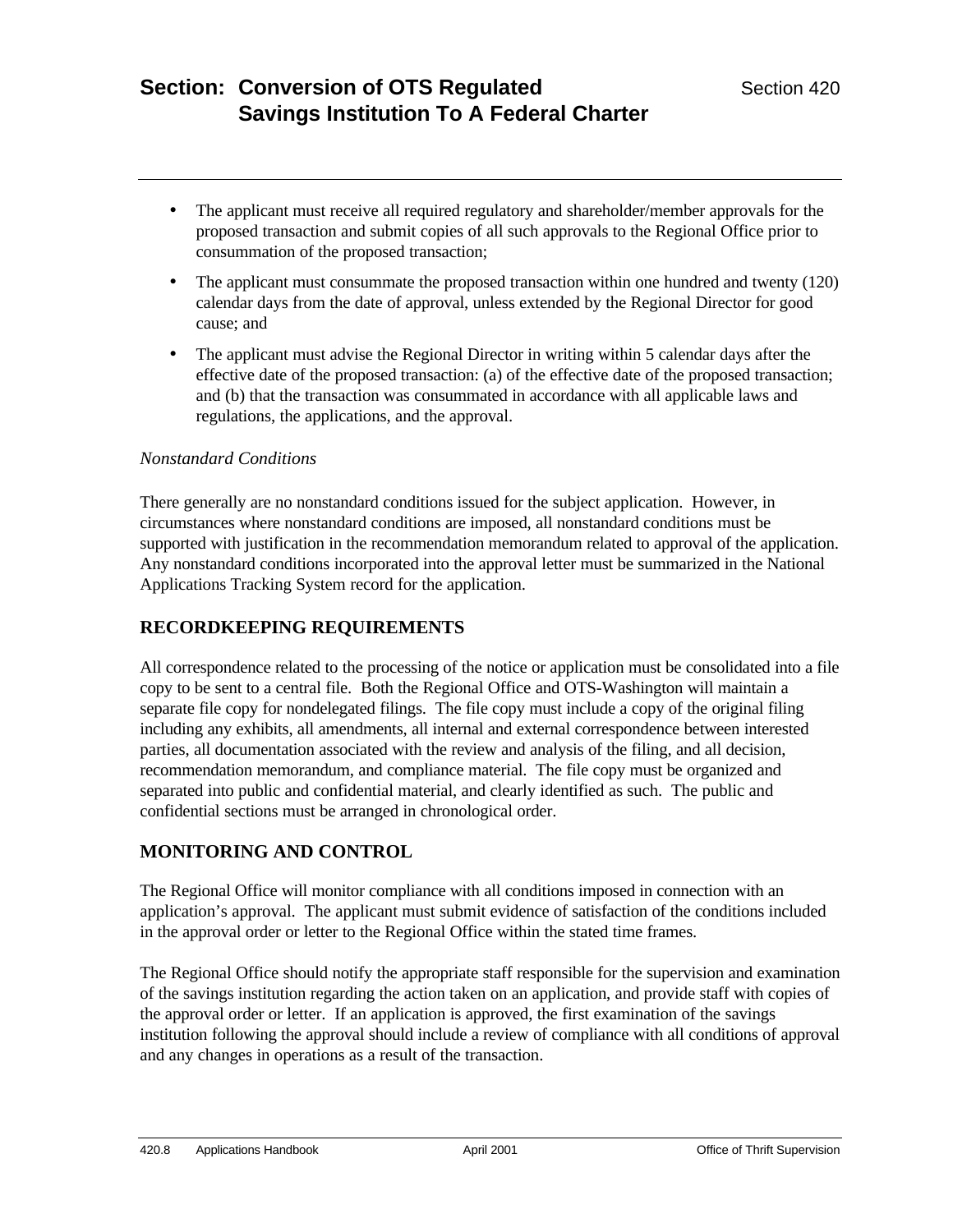- The applicant must receive all required regulatory and shareholder/member approvals for the proposed transaction and submit copies of all such approvals to the Regional Office prior to consummation of the proposed transaction;
- The applicant must consummate the proposed transaction within one hundred and twenty (120) calendar days from the date of approval, unless extended by the Regional Director for good cause; and
- The applicant must advise the Regional Director in writing within 5 calendar days after the effective date of the proposed transaction: (a) of the effective date of the proposed transaction; and (b) that the transaction was consummated in accordance with all applicable laws and regulations, the applications, and the approval.

*Nonstandard Conditions*

There generally are no nonstandard conditions issued for the subject application. However, in circumstances where nonstandard conditions are imposed, all nonstandard conditions must be supported with justification in the recommendation memorandum related to approval of the application. Any nonstandard conditions incorporated into the approval letter must be summarized in the National Applications Tracking System record for the application.

## RECORDKEEPING REQUIREMENTS

All correspondence related to the processing of the notice or application must be consolidated into a file copy to be sent to a central file. Both the Regional Office and OTS-Washington will maintain a separate file copy for nondelegated filings. The file copy must include a copy of the original filing including any exhibits, all amendments, all internal and external correspondence between interested parties, all documentation associated with the review and analysis of the filing, and all decision, recommendation memorandum, and compliance material. The file copy must be organized and separated into public and confidential material, and clearly identified as such. The public and confidential sections must be arranged in chronological order.

## MONITORING AND CONTROL

The Regional Office will monitor compliance with all conditions imposed in connection with an application's approval. The applicant must submit evidence of satisfaction of the conditions included in the approval order or letter to the Regional Office within the stated time frames.

The Regional Office should notify the appropriate staff responsible for the supervision and examination of the savings institution regarding the action taken on an application, and provide staff with copies of the approval order or letter. If an application is approved, the first examination of the savings institution following the approval should include a review of compliance with all conditions of approval and any changes in operations as a result of the transaction.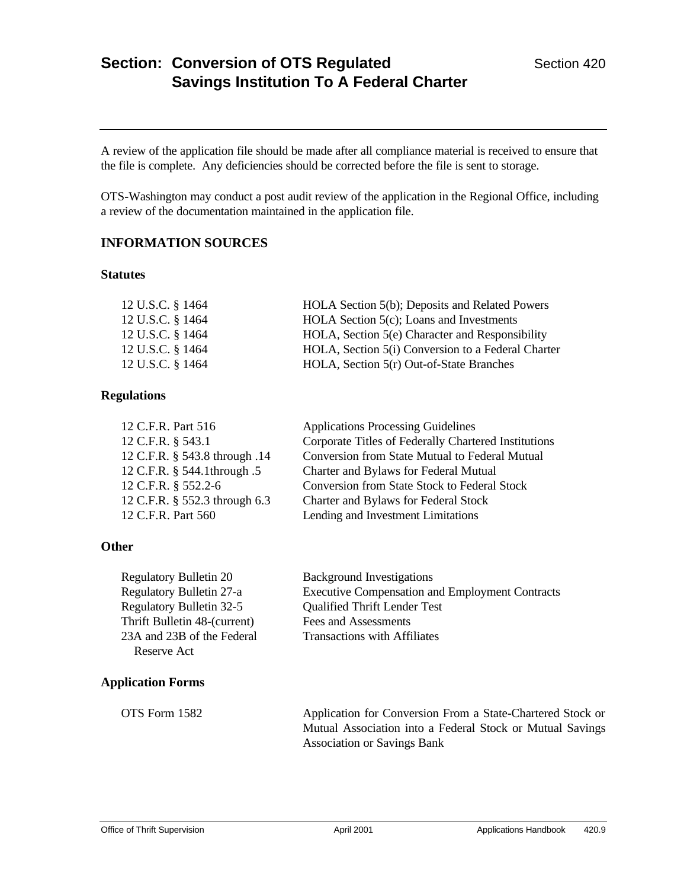# Section: Conversion of OTS Regulated Savings Institution To A Federal Charter

A review of the application file should be made after all compliance material is received to ensure that the file is complete. Any deficiencies should be corrected before the file is sent to storage.

OTS-Washington may conduct a post audit review of the application in the Regional Office, including a review of the documentation maintained in the application file.

## INFORMATION SOURCES

### Statutes

| | |
|---|---|
| 12 U.S.C. § 1464 | HOLA Section 5(b); Deposits and Related Powers |
| 12 U.S.C. § 1464 | HOLA Section 5(c); Loans and Investments |
| 12 U.S.C. § 1464 | HOLA, Section 5(e) Character and Responsibility |
| 12 U.S.C. § 1464 | HOLA, Section 5(i) Conversion to a Federal Charter |
| 12 U.S.C. § 1464 | HOLA, Section 5(r) Out-of-State Branches |

### Regulations

| | |
|---|---|
| 12 C.F.R. Part 516 | Applications Processing Guidelines |
| 12 C.F.R. § 543.1 | Corporate Titles of Federally Chartered Institutions |
| 12 C.F.R. § 543.8 through .14 | Conversion from State Mutual to Federal Mutual |
| 12 C.F.R. § 544.1through .5 | Charter and Bylaws for Federal Mutual |
| 12 C.F.R. § 552.2-6 | Conversion from State Stock to Federal Stock |
| 12 C.F.R. § 552.3 through 6.3 | Charter and Bylaws for Federal Stock |
| 12 C.F.R. Part 560 | Lending and Investment Limitations |

### Other

| | |
|---|---|
| Regulatory Bulletin 20 | Background Investigations |
| Regulatory Bulletin 27-a | Executive Compensation and Employment Contracts |
| Regulatory Bulletin 32-5 | Qualified Thrift Lender Test |
| Thrift Bulletin 48-(current) | Fees and Assessments |
| 23A and 23B of the Federal Reserve Act | Transactions with Affiliates |

### Application Forms

| | |
|---|---|
| OTS Form 1582 | Application for Conversion From a State-Chartered Stock or Mutual Association into a Federal Stock or Mutual Savings Association or Savings Bank |